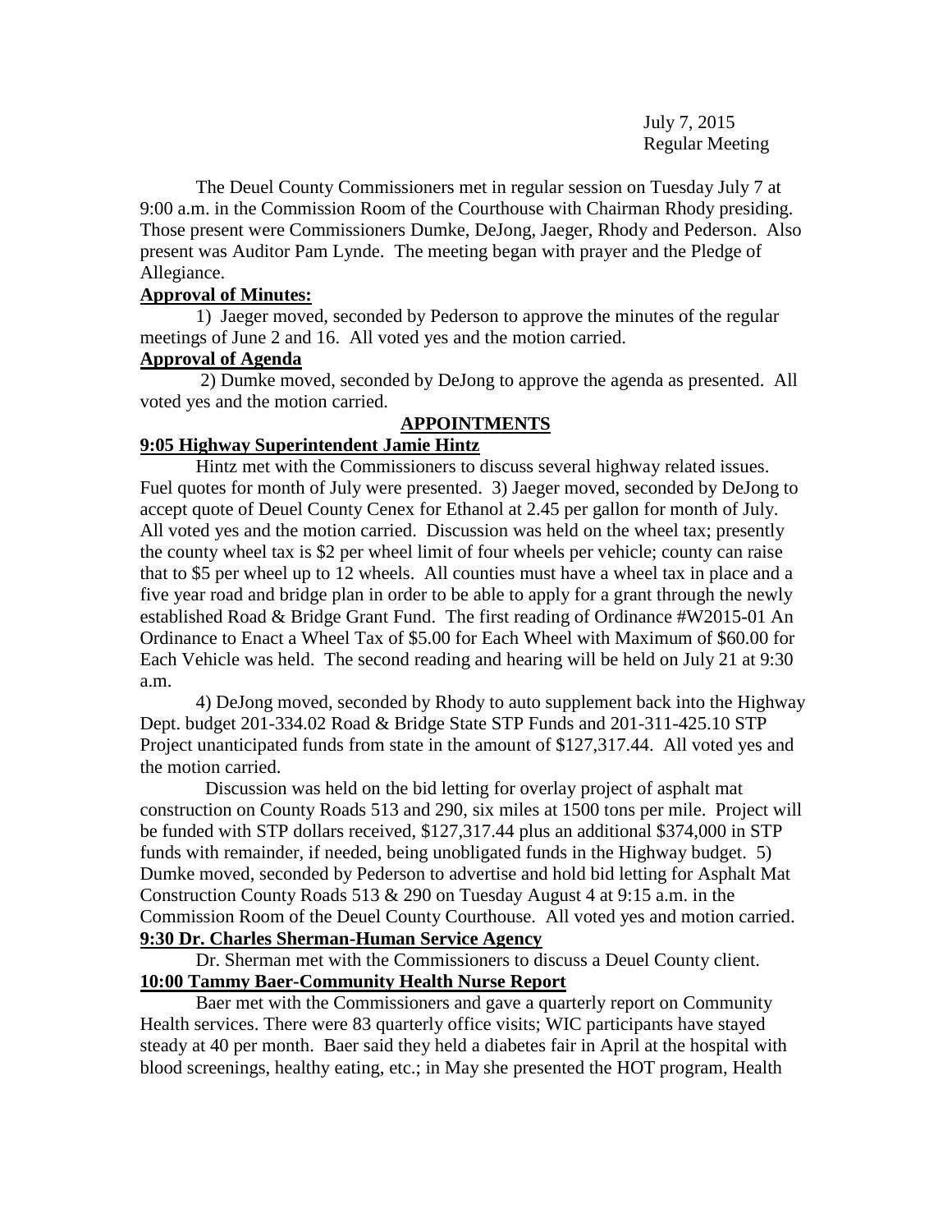July 7, 2015
Regular Meeting

The Deuel County Commissioners met in regular session on Tuesday July 7 at 9:00 a.m. in the Commission Room of the Courthouse with Chairman Rhody presiding. Those present were Commissioners Dumke, DeJong, Jaeger, Rhody and Pederson. Also present was Auditor Pam Lynde. The meeting began with prayer and the Pledge of Allegiance.

**Approval of Minutes:**

1) Jaeger moved, seconded by Pederson to approve the minutes of the regular meetings of June 2 and 16. All voted yes and the motion carried.

**Approval of Agenda**

2) Dumke moved, seconded by DeJong to approve the agenda as presented. All voted yes and the motion carried.

**APPOINTMENTS**

**9:05 Highway Superintendent Jamie Hintz**

Hintz met with the Commissioners to discuss several highway related issues. Fuel quotes for month of July were presented. 3) Jaeger moved, seconded by DeJong to accept quote of Deuel County Cenex for Ethanol at 2.45 per gallon for month of July. All voted yes and the motion carried. Discussion was held on the wheel tax; presently the county wheel tax is $2 per wheel limit of four wheels per vehicle; county can raise that to $5 per wheel up to 12 wheels. All counties must have a wheel tax in place and a five year road and bridge plan in order to be able to apply for a grant through the newly established Road & Bridge Grant Fund. The first reading of Ordinance #W2015-01 An Ordinance to Enact a Wheel Tax of $5.00 for Each Wheel with Maximum of $60.00 for Each Vehicle was held. The second reading and hearing will be held on July 21 at 9:30 a.m.

4) DeJong moved, seconded by Rhody to auto supplement back into the Highway Dept. budget 201-334.02 Road & Bridge State STP Funds and 201-311-425.10 STP Project unanticipated funds from state in the amount of $127,317.44. All voted yes and the motion carried.

Discussion was held on the bid letting for overlay project of asphalt mat construction on County Roads 513 and 290, six miles at 1500 tons per mile. Project will be funded with STP dollars received, $127,317.44 plus an additional $374,000 in STP funds with remainder, if needed, being unobligated funds in the Highway budget. 5) Dumke moved, seconded by Pederson to advertise and hold bid letting for Asphalt Mat Construction County Roads 513 & 290 on Tuesday August 4 at 9:15 a.m. in the Commission Room of the Deuel County Courthouse. All voted yes and motion carried.

**9:30 Dr. Charles Sherman-Human Service Agency**

Dr. Sherman met with the Commissioners to discuss a Deuel County client.

**10:00 Tammy Baer-Community Health Nurse Report**

Baer met with the Commissioners and gave a quarterly report on Community Health services. There were 83 quarterly office visits; WIC participants have stayed steady at 40 per month. Baer said they held a diabetes fair in April at the hospital with blood screenings, healthy eating, etc.; in May she presented the HOT program, Health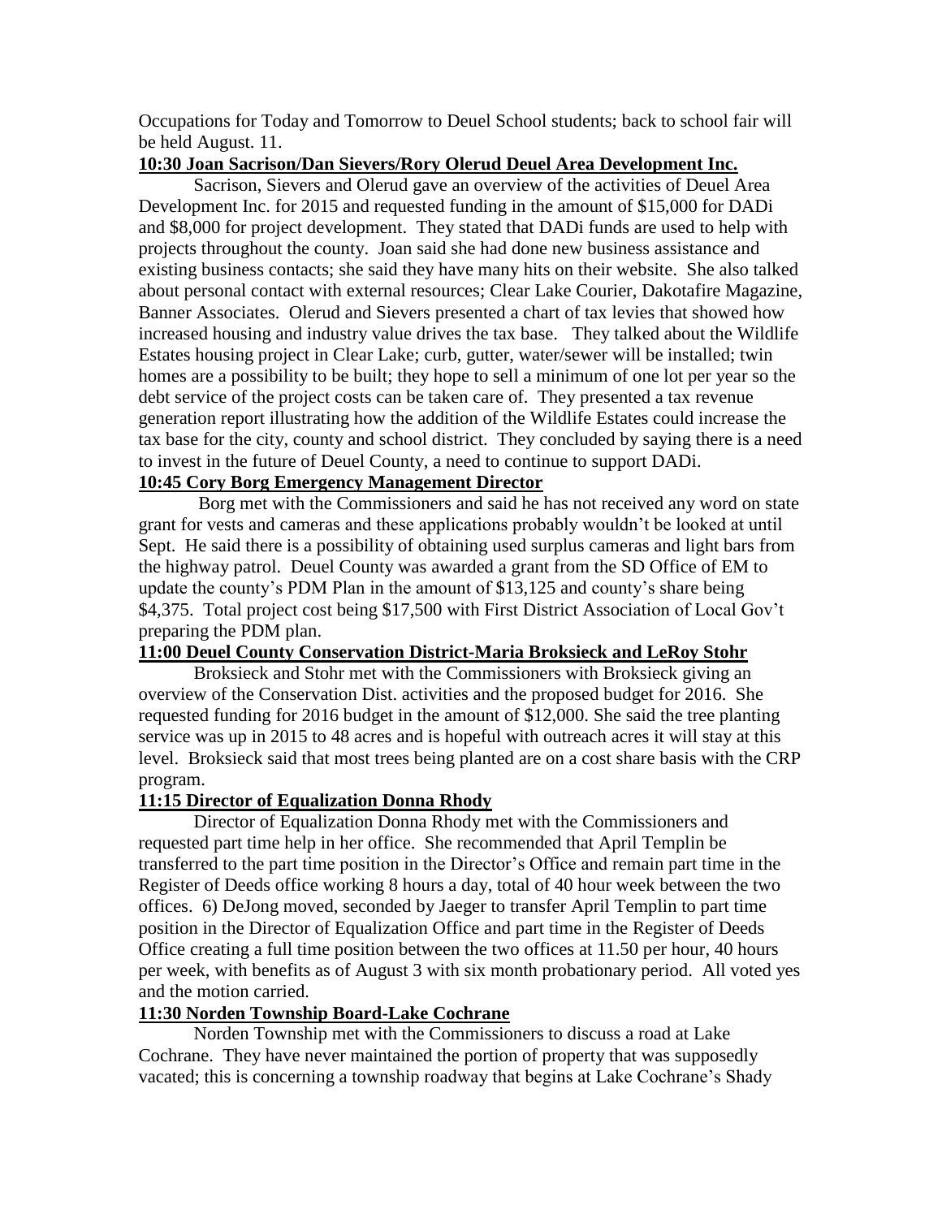Occupations for Today and Tomorrow to Deuel School students; back to school fair will be held August. 11.

**10:30 Joan Sacrison/Dan Sievers/Rory Olerud Deuel Area Development Inc.**

Sacrison, Sievers and Olerud gave an overview of the activities of Deuel Area Development Inc. for 2015 and requested funding in the amount of $15,000 for DADi and $8,000 for project development. They stated that DADi funds are used to help with projects throughout the county. Joan said she had done new business assistance and existing business contacts; she said they have many hits on their website. She also talked about personal contact with external resources; Clear Lake Courier, Dakotafire Magazine, Banner Associates. Olerud and Sievers presented a chart of tax levies that showed how increased housing and industry value drives the tax base. They talked about the Wildlife Estates housing project in Clear Lake; curb, gutter, water/sewer will be installed; twin homes are a possibility to be built; they hope to sell a minimum of one lot per year so the debt service of the project costs can be taken care of. They presented a tax revenue generation report illustrating how the addition of the Wildlife Estates could increase the tax base for the city, county and school district. They concluded by saying there is a need to invest in the future of Deuel County, a need to continue to support DADi.

**10:45 Cory Borg Emergency Management Director**

Borg met with the Commissioners and said he has not received any word on state grant for vests and cameras and these applications probably wouldn't be looked at until Sept. He said there is a possibility of obtaining used surplus cameras and light bars from the highway patrol. Deuel County was awarded a grant from the SD Office of EM to update the county's PDM Plan in the amount of $13,125 and county's share being $4,375. Total project cost being $17,500 with First District Association of Local Gov't preparing the PDM plan.

**11:00 Deuel County Conservation District-Maria Broksieck and LeRoy Stohr**

Broksieck and Stohr met with the Commissioners with Broksieck giving an overview of the Conservation Dist. activities and the proposed budget for 2016. She requested funding for 2016 budget in the amount of $12,000. She said the tree planting service was up in 2015 to 48 acres and is hopeful with outreach acres it will stay at this level. Broksieck said that most trees being planted are on a cost share basis with the CRP program.

**11:15 Director of Equalization Donna Rhody**

Director of Equalization Donna Rhody met with the Commissioners and requested part time help in her office. She recommended that April Templin be transferred to the part time position in the Director's Office and remain part time in the Register of Deeds office working 8 hours a day, total of 40 hour week between the two offices. 6) DeJong moved, seconded by Jaeger to transfer April Templin to part time position in the Director of Equalization Office and part time in the Register of Deeds Office creating a full time position between the two offices at 11.50 per hour, 40 hours per week, with benefits as of August 3 with six month probationary period. All voted yes and the motion carried.

**11:30 Norden Township Board-Lake Cochrane**

Norden Township met with the Commissioners to discuss a road at Lake Cochrane. They have never maintained the portion of property that was supposedly vacated; this is concerning a township roadway that begins at Lake Cochrane's Shady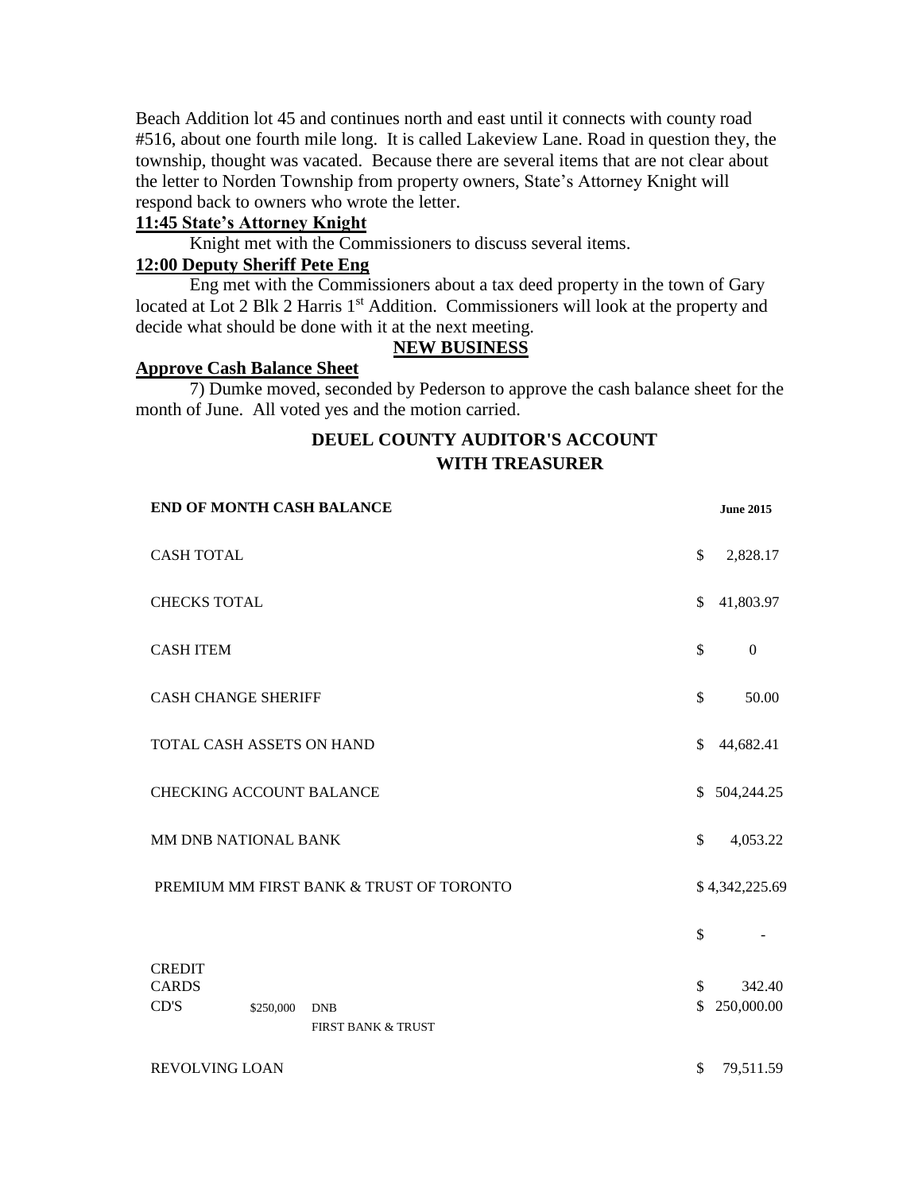Beach Addition lot 45 and continues north and east until it connects with county road #516, about one fourth mile long. It is called Lakeview Lane. Road in question they, the township, thought was vacated. Because there are several items that are not clear about the letter to Norden Township from property owners, State's Attorney Knight will respond back to owners who wrote the letter.

**11:45 State's Attorney Knight**

Knight met with the Commissioners to discuss several items.

**12:00 Deputy Sheriff Pete Eng**

Eng met with the Commissioners about a tax deed property in the town of Gary located at Lot 2 Blk 2 Harris 1st Addition. Commissioners will look at the property and decide what should be done with it at the next meeting.

**NEW BUSINESS**

**Approve Cash Balance Sheet**

7) Dumke moved, seconded by Pederson to approve the cash balance sheet for the month of June. All voted yes and the motion carried.

## DEUEL COUNTY AUDITOR'S ACCOUNT WITH TREASURER

| END OF MONTH CASH BALANCE | | | June 2015 |
|---|---|---|---|
| CASH TOTAL | | | $ 2,828.17 |
| CHECKS TOTAL | | | $ 41,803.97 |
| CASH ITEM | | | $ 0 |
| CASH CHANGE SHERIFF | | | $ 50.00 |
| TOTAL CASH ASSETS ON HAND | | | $ 44,682.41 |
| CHECKING ACCOUNT BALANCE | | | $ 504,244.25 |
| MM DNB NATIONAL BANK | | | $ 4,053.22 |
| PREMIUM MM FIRST BANK & TRUST OF TORONTO | | | $ 4,342,225.69 |
| | | | $ - |
| CREDIT CARDS | | | $ 342.40 |
| CD'S | $250,000 | DNB | $ 250,000.00 |
| | | FIRST BANK & TRUST | |
| REVOLVING LOAN | | | $ 79,511.59 |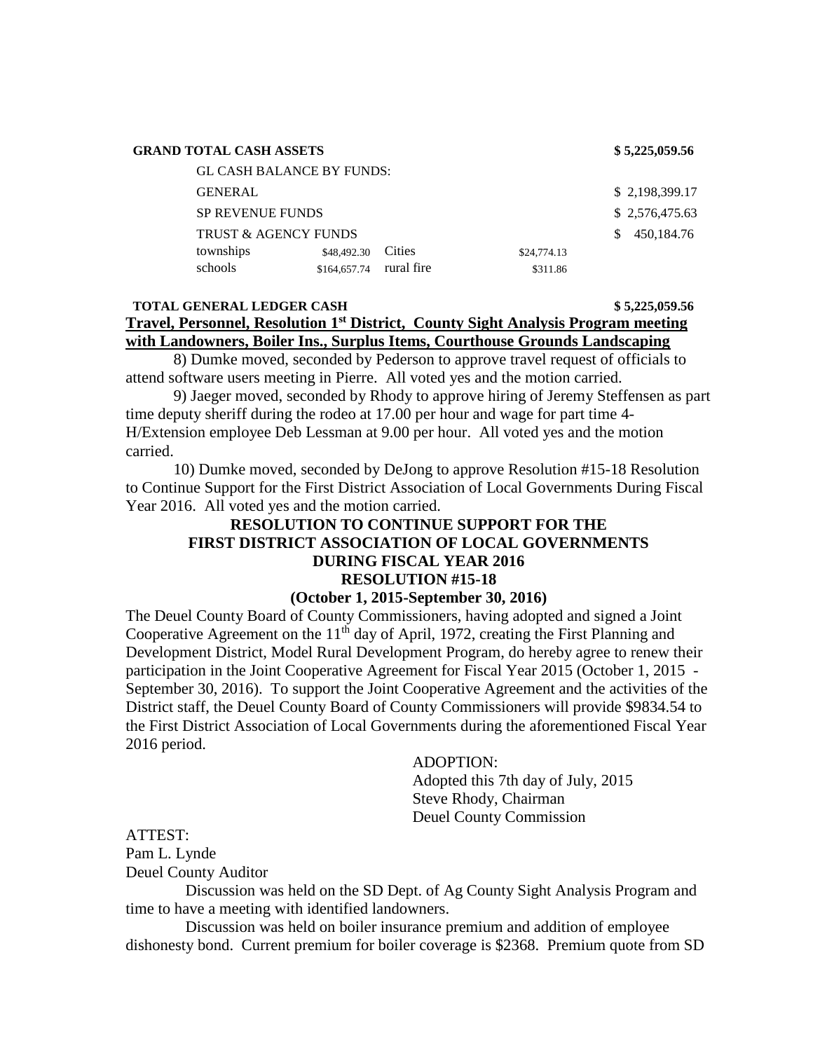| | | | | |
|---|---|---|---|---|
| **GRAND TOTAL CASH ASSETS** | | | | **$ 5,225,059.56** |
| GL CASH BALANCE BY FUNDS: | | | | |
| GENERAL | | | | $ 2,198,399.17 |
| SP REVENUE FUNDS | | | | $ 2,576,475.63 |
| TRUST & AGENCY FUNDS | | | | $ 450,184.76 |
| townships | $48,492.30 | Cities | $24,774.13 | |
| schools | $164,657.74 | rural fire | $311.86 | |
| **TOTAL GENERAL LEDGER CASH** | | | | **$ 5,225,059.56** |

**Travel, Personnel, Resolution 1st District, County Sight Analysis Program meeting with Landowners, Boiler Ins., Surplus Items, Courthouse Grounds Landscaping**

8) Dumke moved, seconded by Pederson to approve travel request of officials to attend software users meeting in Pierre. All voted yes and the motion carried.

9) Jaeger moved, seconded by Rhody to approve hiring of Jeremy Steffensen as part time deputy sheriff during the rodeo at 17.00 per hour and wage for part time 4-H/Extension employee Deb Lessman at 9.00 per hour. All voted yes and the motion carried.

10) Dumke moved, seconded by DeJong to approve Resolution #15-18 Resolution to Continue Support for the First District Association of Local Governments During Fiscal Year 2016. All voted yes and the motion carried.

**RESOLUTION TO CONTINUE SUPPORT FOR THE FIRST DISTRICT ASSOCIATION OF LOCAL GOVERNMENTS DURING FISCAL YEAR 2016**
**RESOLUTION #15-18**
**(October 1, 2015-September 30, 2016)**

The Deuel County Board of County Commissioners, having adopted and signed a Joint Cooperative Agreement on the 11th day of April, 1972, creating the First Planning and Development District, Model Rural Development Program, do hereby agree to renew their participation in the Joint Cooperative Agreement for Fiscal Year 2015 (October 1, 2015 - September 30, 2016). To support the Joint Cooperative Agreement and the activities of the District staff, the Deuel County Board of County Commissioners will provide $9834.54 to the First District Association of Local Governments during the aforementioned Fiscal Year 2016 period.

ADOPTION:
Adopted this 7th day of July, 2015
Steve Rhody, Chairman
Deuel County Commission

ATTEST:
Pam L. Lynde
Deuel County Auditor

Discussion was held on the SD Dept. of Ag County Sight Analysis Program and time to have a meeting with identified landowners.

Discussion was held on boiler insurance premium and addition of employee dishonesty bond. Current premium for boiler coverage is $2368. Premium quote from SD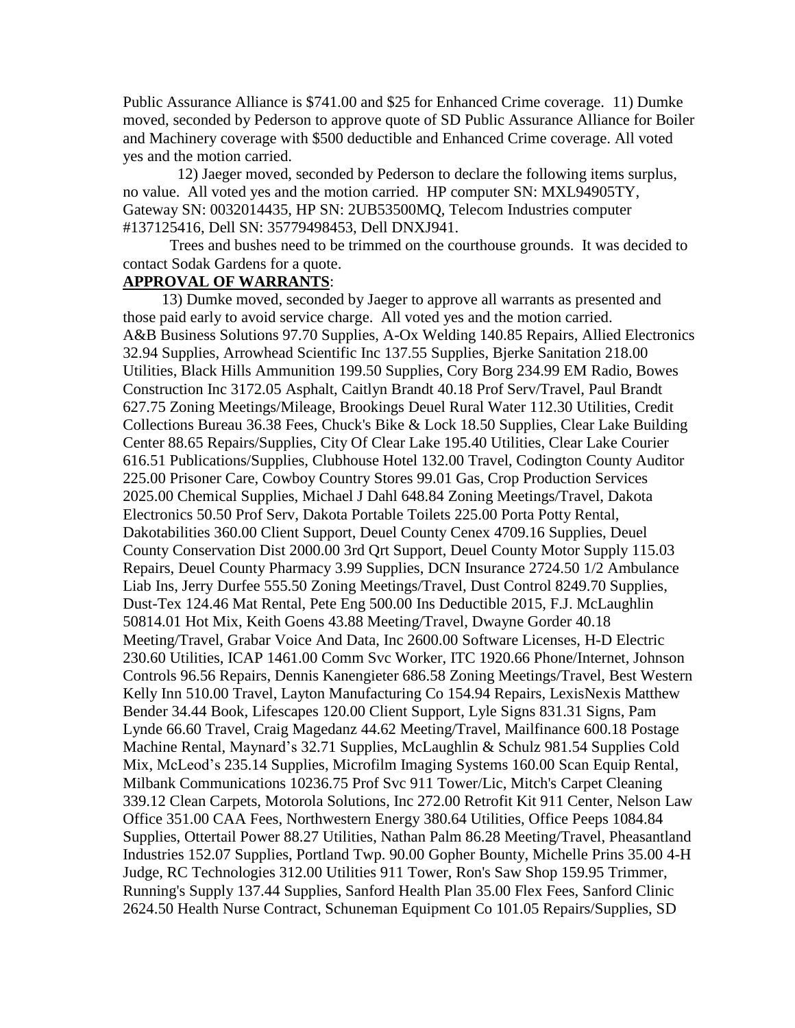Public Assurance Alliance is $741.00 and $25 for Enhanced Crime coverage. 11) Dumke moved, seconded by Pederson to approve quote of SD Public Assurance Alliance for Boiler and Machinery coverage with $500 deductible and Enhanced Crime coverage. All voted yes and the motion carried.

12) Jaeger moved, seconded by Pederson to declare the following items surplus, no value. All voted yes and the motion carried. HP computer SN: MXL94905TY, Gateway SN: 0032014435, HP SN: 2UB53500MQ, Telecom Industries computer #137125416, Dell SN: 35779498453, Dell DNXJ941.

Trees and bushes need to be trimmed on the courthouse grounds. It was decided to contact Sodak Gardens for a quote.

**APPROVAL OF WARRANTS**:

13) Dumke moved, seconded by Jaeger to approve all warrants as presented and those paid early to avoid service charge. All voted yes and the motion carried. A&B Business Solutions 97.70 Supplies, A-Ox Welding 140.85 Repairs, Allied Electronics 32.94 Supplies, Arrowhead Scientific Inc 137.55 Supplies, Bjerke Sanitation 218.00 Utilities, Black Hills Ammunition 199.50 Supplies, Cory Borg 234.99 EM Radio, Bowes Construction Inc 3172.05 Asphalt, Caitlyn Brandt 40.18 Prof Serv/Travel, Paul Brandt 627.75 Zoning Meetings/Mileage, Brookings Deuel Rural Water 112.30 Utilities, Credit Collections Bureau 36.38 Fees, Chuck's Bike & Lock 18.50 Supplies, Clear Lake Building Center 88.65 Repairs/Supplies, City Of Clear Lake 195.40 Utilities, Clear Lake Courier 616.51 Publications/Supplies, Clubhouse Hotel 132.00 Travel, Codington County Auditor 225.00 Prisoner Care, Cowboy Country Stores 99.01 Gas, Crop Production Services 2025.00 Chemical Supplies, Michael J Dahl 648.84 Zoning Meetings/Travel, Dakota Electronics 50.50 Prof Serv, Dakota Portable Toilets 225.00 Porta Potty Rental, Dakotabilities 360.00 Client Support, Deuel County Cenex 4709.16 Supplies, Deuel County Conservation Dist 2000.00 3rd Qrt Support, Deuel County Motor Supply 115.03 Repairs, Deuel County Pharmacy 3.99 Supplies, DCN Insurance 2724.50 1/2 Ambulance Liab Ins, Jerry Durfee 555.50 Zoning Meetings/Travel, Dust Control 8249.70 Supplies, Dust-Tex 124.46 Mat Rental, Pete Eng 500.00 Ins Deductible 2015, F.J. McLaughlin 50814.01 Hot Mix, Keith Goens 43.88 Meeting/Travel, Dwayne Gorder 40.18 Meeting/Travel, Grabar Voice And Data, Inc 2600.00 Software Licenses, H-D Electric 230.60 Utilities, ICAP 1461.00 Comm Svc Worker, ITC 1920.66 Phone/Internet, Johnson Controls 96.56 Repairs, Dennis Kanengieter 686.58 Zoning Meetings/Travel, Best Western Kelly Inn 510.00 Travel, Layton Manufacturing Co 154.94 Repairs, LexisNexis Matthew Bender 34.44 Book, Lifescapes 120.00 Client Support, Lyle Signs 831.31 Signs, Pam Lynde 66.60 Travel, Craig Magedanz 44.62 Meeting/Travel, Mailfinance 600.18 Postage Machine Rental, Maynard's 32.71 Supplies, McLaughlin & Schulz 981.54 Supplies Cold Mix, McLeod's 235.14 Supplies, Microfilm Imaging Systems 160.00 Scan Equip Rental, Milbank Communications 10236.75 Prof Svc 911 Tower/Lic, Mitch's Carpet Cleaning 339.12 Clean Carpets, Motorola Solutions, Inc 272.00 Retrofit Kit 911 Center, Nelson Law Office 351.00 CAA Fees, Northwestern Energy 380.64 Utilities, Office Peeps 1084.84 Supplies, Ottertail Power 88.27 Utilities, Nathan Palm 86.28 Meeting/Travel, Pheasantland Industries 152.07 Supplies, Portland Twp. 90.00 Gopher Bounty, Michelle Prins 35.00 4-H Judge, RC Technologies 312.00 Utilities 911 Tower, Ron's Saw Shop 159.95 Trimmer, Running's Supply 137.44 Supplies, Sanford Health Plan 35.00 Flex Fees, Sanford Clinic 2624.50 Health Nurse Contract, Schuneman Equipment Co 101.05 Repairs/Supplies, SD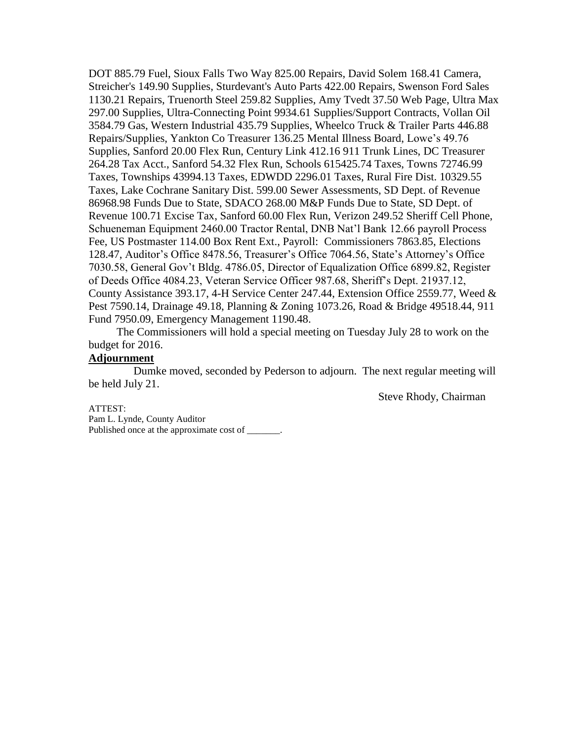DOT 885.79 Fuel, Sioux Falls Two Way 825.00 Repairs, David Solem 168.41 Camera, Streicher's 149.90 Supplies, Sturdevant's Auto Parts 422.00 Repairs, Swenson Ford Sales 1130.21 Repairs, Truenorth Steel 259.82 Supplies, Amy Tvedt 37.50 Web Page, Ultra Max 297.00 Supplies, Ultra-Connecting Point 9934.61 Supplies/Support Contracts, Vollan Oil 3584.79 Gas, Western Industrial 435.79 Supplies, Wheelco Truck & Trailer Parts 446.88 Repairs/Supplies, Yankton Co Treasurer 136.25 Mental Illness Board, Lowe's 49.76 Supplies, Sanford 20.00 Flex Run, Century Link 412.16 911 Trunk Lines, DC Treasurer 264.28 Tax Acct., Sanford 54.32 Flex Run, Schools 615425.74 Taxes, Towns 72746.99 Taxes, Townships 43994.13 Taxes, EDWDD 2296.01 Taxes, Rural Fire Dist. 10329.55 Taxes, Lake Cochrane Sanitary Dist. 599.00 Sewer Assessments, SD Dept. of Revenue 86968.98 Funds Due to State, SDACO 268.00 M&P Funds Due to State, SD Dept. of Revenue 100.71 Excise Tax, Sanford 60.00 Flex Run, Verizon 249.52 Sheriff Cell Phone, Schueneman Equipment 2460.00 Tractor Rental, DNB Nat'l Bank 12.66 payroll Process Fee, US Postmaster 114.00 Box Rent Ext., Payroll: Commissioners 7863.85, Elections 128.47, Auditor's Office 8478.56, Treasurer's Office 7064.56, State's Attorney's Office 7030.58, General Gov't Bldg. 4786.05, Director of Equalization Office 6899.82, Register of Deeds Office 4084.23, Veteran Service Officer 987.68, Sheriff's Dept. 21937.12, County Assistance 393.17, 4-H Service Center 247.44, Extension Office 2559.77, Weed & Pest 7590.14, Drainage 49.18, Planning & Zoning 1073.26, Road & Bridge 49518.44, 911 Fund 7950.09, Emergency Management 1190.48.

The Commissioners will hold a special meeting on Tuesday July 28 to work on the budget for 2016.

**Adjournment**

Dumke moved, seconded by Pederson to adjourn. The next regular meeting will be held July 21.

Steve Rhody, Chairman

ATTEST:
Pam L. Lynde, County Auditor
Published once at the approximate cost of _______.